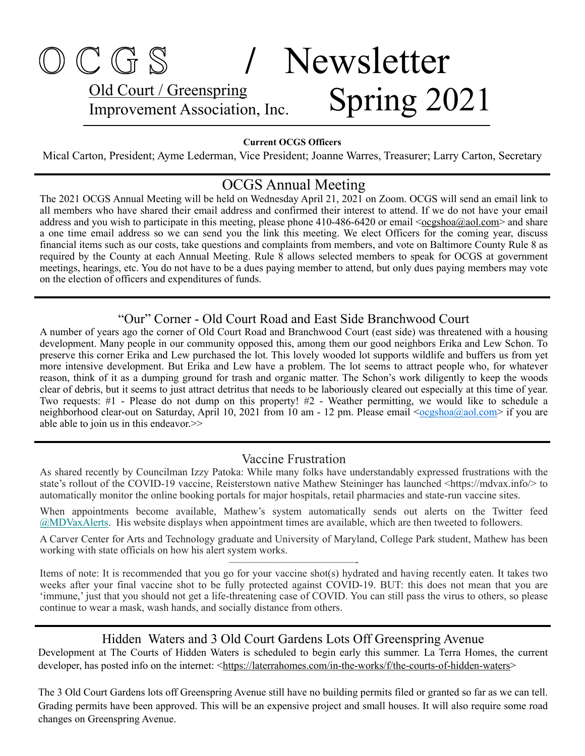# OCGS / Newsletter

Old Court / Greenspring
Improvement Association, Inc.

# Spring 2021

**Current OCGS Officers**

Mical Carton, President; Ayme Lederman, Vice President; Joanne Warres, Treasurer; Larry Carton, Secretary

## OCGS Annual Meeting

The 2021 OCGS Annual Meeting will be held on Wednesday April 21, 2021 on Zoom. OCGS will send an email link to all members who have shared their email address and confirmed their interest to attend. If we do not have your email address and you wish to participate in this meeting, please phone 410-486-6420 or email <ocgshoa@aol.com> and share a one time email address so we can send you the link this meeting. We elect Officers for the coming year, discuss financial items such as our costs, take questions and complaints from members, and vote on Baltimore County Rule 8 as required by the County at each Annual Meeting. Rule 8 allows selected members to speak for OCGS at government meetings, hearings, etc. You do not have to be a dues paying member to attend, but only dues paying members may vote on the election of officers and expenditures of funds.

## "Our" Corner - Old Court Road and East Side Branchwood Court

A number of years ago the corner of Old Court Road and Branchwood Court (east side) was threatened with a housing development. Many people in our community opposed this, among them our good neighbors Erika and Lew Schon. To preserve this corner Erika and Lew purchased the lot. This lovely wooded lot supports wildlife and buffers us from yet more intensive development. But Erika and Lew have a problem. The lot seems to attract people who, for whatever reason, think of it as a dumping ground for trash and organic matter. The Schon's work diligently to keep the woods clear of debris, but it seems to just attract detritus that needs to be laboriously cleared out especially at this time of year. Two requests: #1 - Please do not dump on this property! #2 - Weather permitting, we would like to schedule a neighborhood clear-out on Saturday, April 10, 2021 from 10 am - 12 pm. Please email <ocgshoa@aol.com> if you are able able to join us in this endeavor.>>

## Vaccine Frustration

As shared recently by Councilman Izzy Patoka: While many folks have understandably expressed frustrations with the state's rollout of the COVID-19 vaccine, Reisterstown native Mathew Steininger has launched <https://mdvax.info/> to automatically monitor the online booking portals for major hospitals, retail pharmacies and state-run vaccine sites.

When appointments become available, Mathew's system automatically sends out alerts on the Twitter feed @MDVaxAlerts. His website displays when appointment times are available, which are then tweeted to followers.

A Carver Center for Arts and Technology graduate and University of Maryland, College Park student, Mathew has been working with state officials on how his alert system works.

---

Items of note: It is recommended that you go for your vaccine shot(s) hydrated and having recently eaten. It takes two weeks after your final vaccine shot to be fully protected against COVID-19. BUT: this does not mean that you are 'immune,' just that you should not get a life-threatening case of COVID. You can still pass the virus to others, so please continue to wear a mask, wash hands, and socially distance from others.

## Hidden Waters and 3 Old Court Gardens Lots Off Greenspring Avenue

Development at The Courts of Hidden Waters is scheduled to begin early this summer. La Terra Homes, the current developer, has posted info on the internet: <https://laterrahomes.com/in-the-works/f/the-courts-of-hidden-waters>

The 3 Old Court Gardens lots off Greenspring Avenue still have no building permits filed or granted so far as we can tell. Grading permits have been approved. This will be an expensive project and small houses. It will also require some road changes on Greenspring Avenue.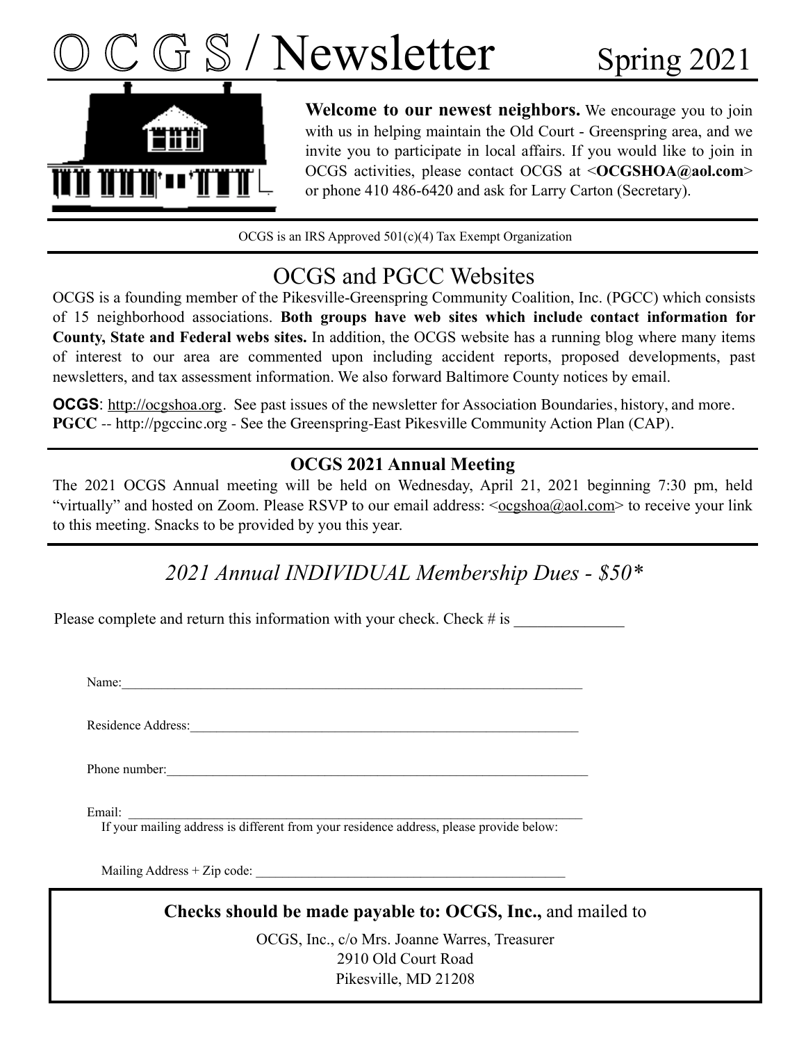#  O C G S / Newsletter Spring 2021

**Welcome to our newest neighbors.** We encourage you to join with us in helping maintain the Old Court - Greenspring area, and we invite you to participate in local affairs. If you would like to join in OCGS activities, please contact OCGS at <**OCGSHOA@aol.com**> or phone 410 486-6420 and ask for Larry Carton (Secretary).

OCGS is an IRS Approved 501(c)(4) Tax Exempt Organization

## OCGS and PGCC Websites

OCGS is a founding member of the Pikesville-Greenspring Community Coalition, Inc. (PGCC) which consists of 15 neighborhood associations. **Both groups have web sites which include contact information for County, State and Federal webs sites.** In addition, the OCGS website has a running blog where many items of interest to our area are commented upon including accident reports, proposed developments, past newsletters, and tax assessment information. We also forward Baltimore County notices by email.

**OCGS**: http://ocgshoa.org. See past issues of the newsletter for Association Boundaries, history, and more.
**PGCC** -- http://pgccinc.org - See the Greenspring-East Pikesville Community Action Plan (CAP).

### OCGS 2021 Annual Meeting

The 2021 OCGS Annual meeting will be held on Wednesday, April 21, 2021 beginning 7:30 pm, held "virtually" and hosted on Zoom. Please RSVP to our email address: <ocgshoa@aol.com> to receive your link to this meeting. Snacks to be provided by you this year.

## *2021 Annual INDIVIDUAL Membership Dues - $50**

Please complete and return this information with your check. Check # is ______________

Name:________________________________________________________________________

Residence Address:_____________________________________________________________

Phone number:_________________________________________________________________

Email: _______________________________________________________________________

If your mailing address is different from your residence address, please provide below:

Mailing Address + Zip code: _________________________________________________

**Checks should be made payable to: OCGS, Inc.,** and mailed to

OCGS, Inc., c/o Mrs. Joanne Warres, Treasurer
2910 Old Court Road
Pikesville, MD 21208